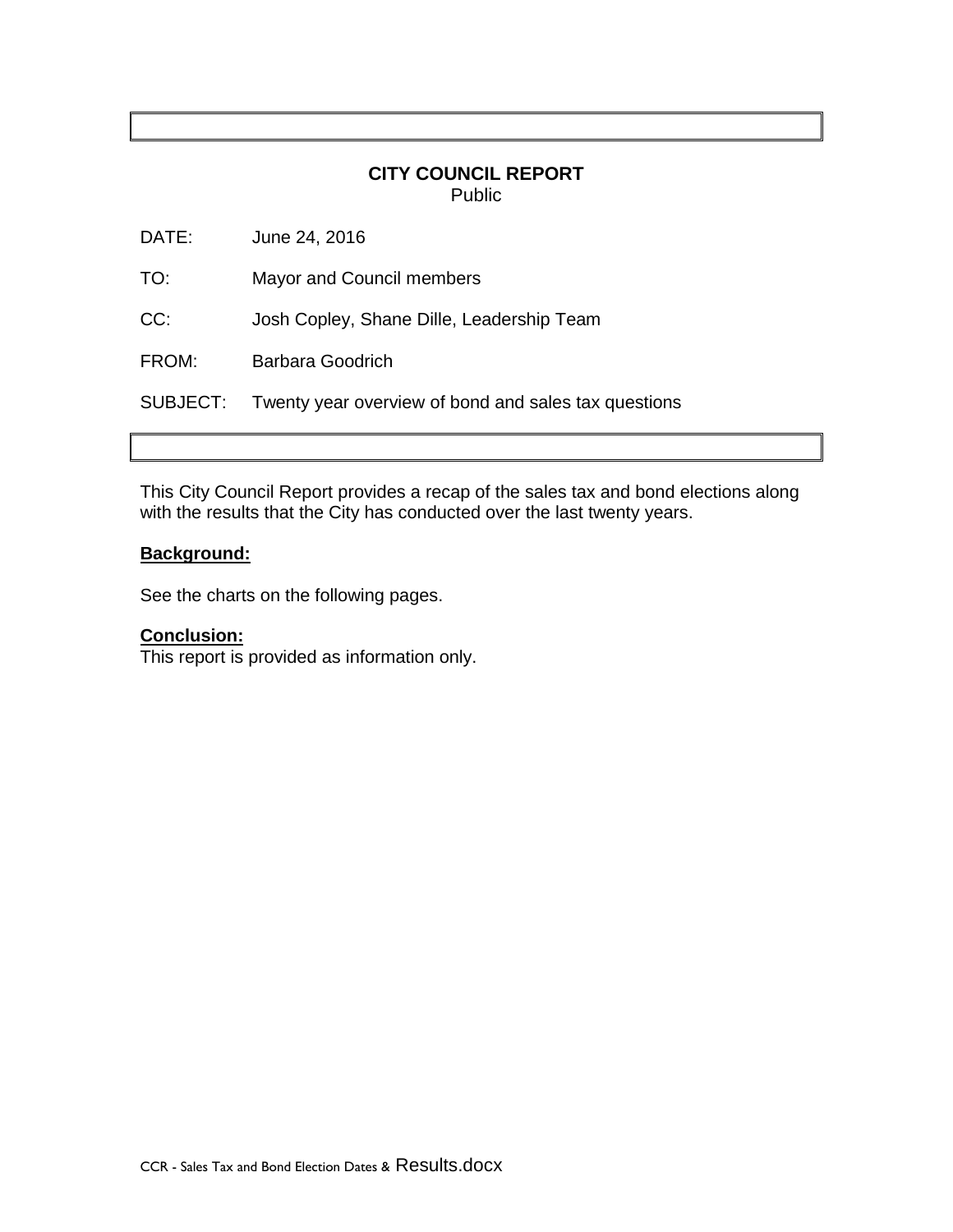**CITY COUNCIL REPORT**
Public

DATE: June 24, 2016

TO: Mayor and Council members

CC: Josh Copley, Shane Dille, Leadership Team

FROM: Barbara Goodrich

SUBJECT: Twenty year overview of bond and sales tax questions

This City Council Report provides a recap of the sales tax and bond elections along with the results that the City has conducted over the last twenty years.

**Background:**

See the charts on the following pages.

**Conclusion:**
This report is provided as information only.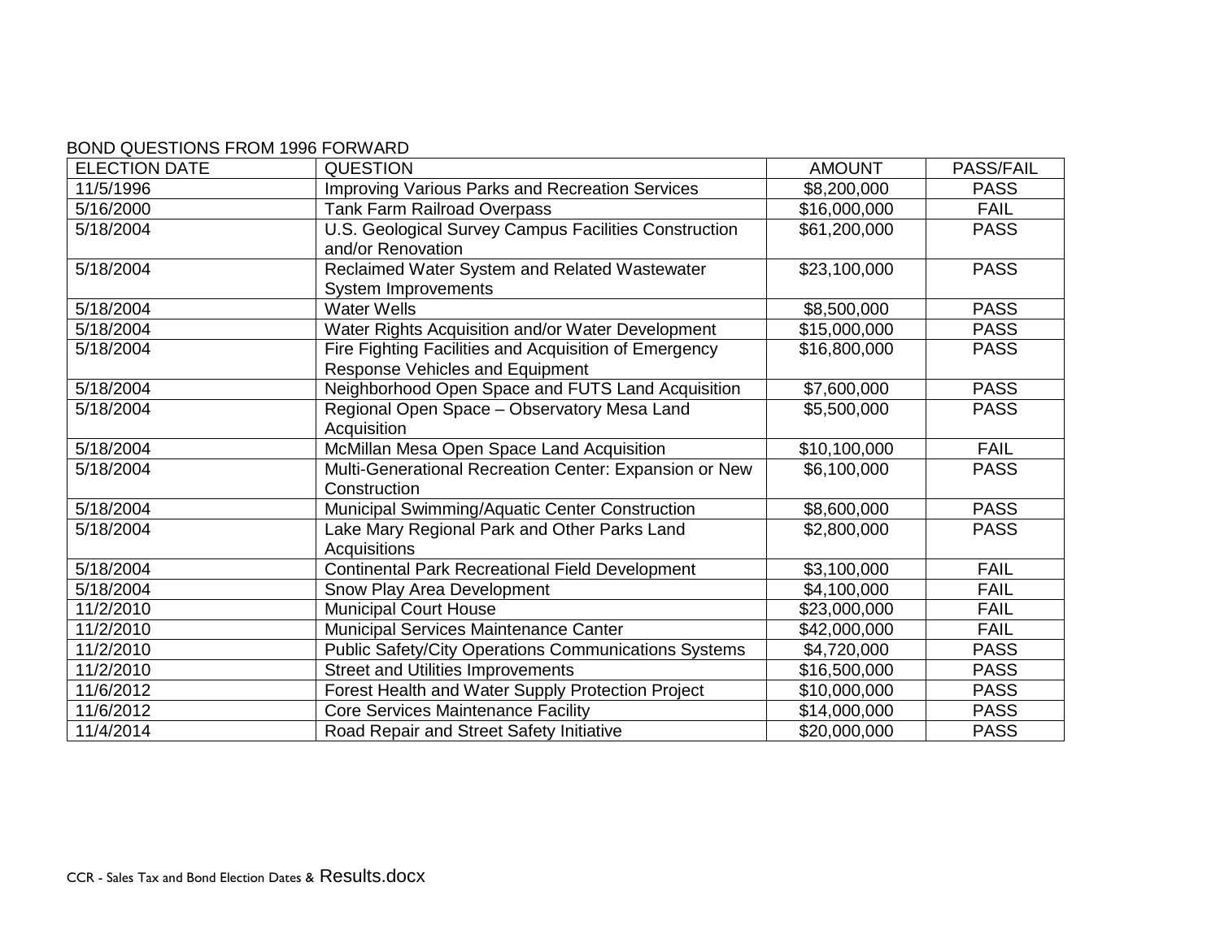BOND QUESTIONS FROM 1996 FORWARD

| ELECTION DATE | QUESTION | AMOUNT | PASS/FAIL |
|---|---|---|---|
| 11/5/1996 | Improving Various Parks and Recreation Services | $8,200,000 | PASS |
| 5/16/2000 | Tank Farm Railroad Overpass | $16,000,000 | FAIL |
| 5/18/2004 | U.S. Geological Survey Campus Facilities Construction and/or Renovation | $61,200,000 | PASS |
| 5/18/2004 | Reclaimed Water System and Related Wastewater System Improvements | $23,100,000 | PASS |
| 5/18/2004 | Water Wells | $8,500,000 | PASS |
| 5/18/2004 | Water Rights Acquisition and/or Water Development | $15,000,000 | PASS |
| 5/18/2004 | Fire Fighting Facilities and Acquisition of Emergency Response Vehicles and Equipment | $16,800,000 | PASS |
| 5/18/2004 | Neighborhood Open Space and FUTS Land Acquisition | $7,600,000 | PASS |
| 5/18/2004 | Regional Open Space – Observatory Mesa Land Acquisition | $5,500,000 | PASS |
| 5/18/2004 | McMillan Mesa Open Space Land Acquisition | $10,100,000 | FAIL |
| 5/18/2004 | Multi-Generational Recreation Center: Expansion or New Construction | $6,100,000 | PASS |
| 5/18/2004 | Municipal Swimming/Aquatic Center Construction | $8,600,000 | PASS |
| 5/18/2004 | Lake Mary Regional Park and Other Parks Land Acquisitions | $2,800,000 | PASS |
| 5/18/2004 | Continental Park Recreational Field Development | $3,100,000 | FAIL |
| 5/18/2004 | Snow Play Area Development | $4,100,000 | FAIL |
| 11/2/2010 | Municipal Court House | $23,000,000 | FAIL |
| 11/2/2010 | Municipal Services Maintenance Canter | $42,000,000 | FAIL |
| 11/2/2010 | Public Safety/City Operations Communications Systems | $4,720,000 | PASS |
| 11/2/2010 | Street and Utilities Improvements | $16,500,000 | PASS |
| 11/6/2012 | Forest Health and Water Supply Protection Project | $10,000,000 | PASS |
| 11/6/2012 | Core Services Maintenance Facility | $14,000,000 | PASS |
| 11/4/2014 | Road Repair and Street Safety Initiative | $20,000,000 | PASS |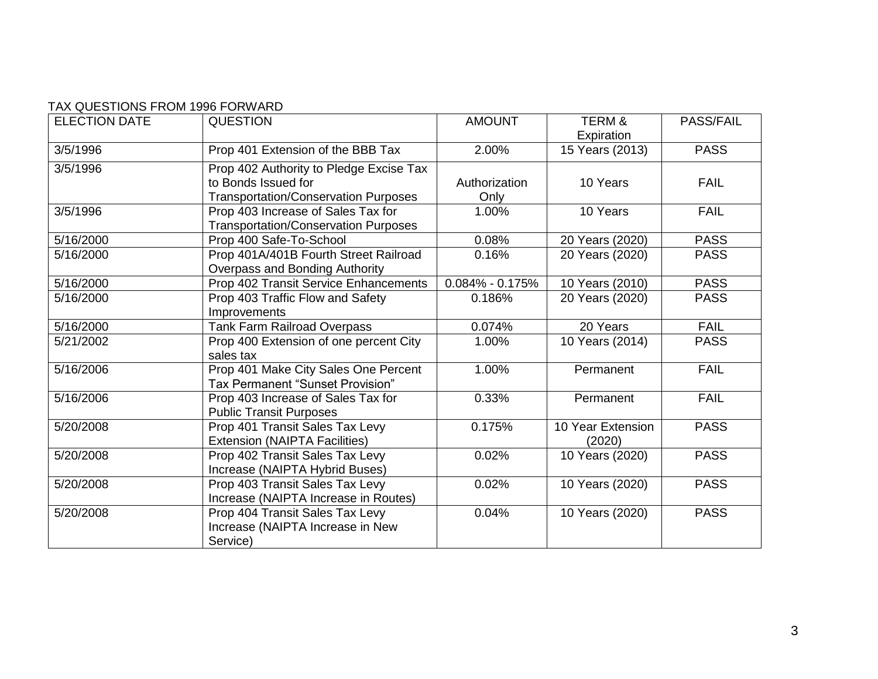TAX QUESTIONS FROM 1996 FORWARD

| ELECTION DATE | QUESTION | AMOUNT | TERM & Expiration | PASS/FAIL |
|---|---|---|---|---|
| 3/5/1996 | Prop 401 Extension of the BBB Tax | 2.00% | 15 Years (2013) | PASS |
| 3/5/1996 | Prop 402 Authority to Pledge Excise Tax to Bonds Issued for Transportation/Conservation Purposes | Authorization Only | 10 Years | FAIL |
| 3/5/1996 | Prop 403 Increase of Sales Tax for Transportation/Conservation Purposes | 1.00% | 10 Years | FAIL |
| 5/16/2000 | Prop 400 Safe-To-School | 0.08% | 20 Years (2020) | PASS |
| 5/16/2000 | Prop 401A/401B Fourth Street Railroad Overpass and Bonding Authority | 0.16% | 20 Years (2020) | PASS |
| 5/16/2000 | Prop 402 Transit Service Enhancements | 0.084% - 0.175% | 10 Years (2010) | PASS |
| 5/16/2000 | Prop 403 Traffic Flow and Safety Improvements | 0.186% | 20 Years (2020) | PASS |
| 5/16/2000 | Tank Farm Railroad Overpass | 0.074% | 20 Years | FAIL |
| 5/21/2002 | Prop 400 Extension of one percent City sales tax | 1.00% | 10 Years (2014) | PASS |
| 5/16/2006 | Prop 401 Make City Sales One Percent Tax Permanent "Sunset Provision" | 1.00% | Permanent | FAIL |
| 5/16/2006 | Prop 403 Increase of Sales Tax for Public Transit Purposes | 0.33% | Permanent | FAIL |
| 5/20/2008 | Prop 401 Transit Sales Tax Levy Extension (NAIPTA Facilities) | 0.175% | 10 Year Extension (2020) | PASS |
| 5/20/2008 | Prop 402 Transit Sales Tax Levy Increase (NAIPTA Hybrid Buses) | 0.02% | 10 Years (2020) | PASS |
| 5/20/2008 | Prop 403 Transit Sales Tax Levy Increase (NAIPTA Increase in Routes) | 0.02% | 10 Years (2020) | PASS |
| 5/20/2008 | Prop 404 Transit Sales Tax Levy Increase (NAIPTA Increase in New Service) | 0.04% | 10 Years (2020) | PASS |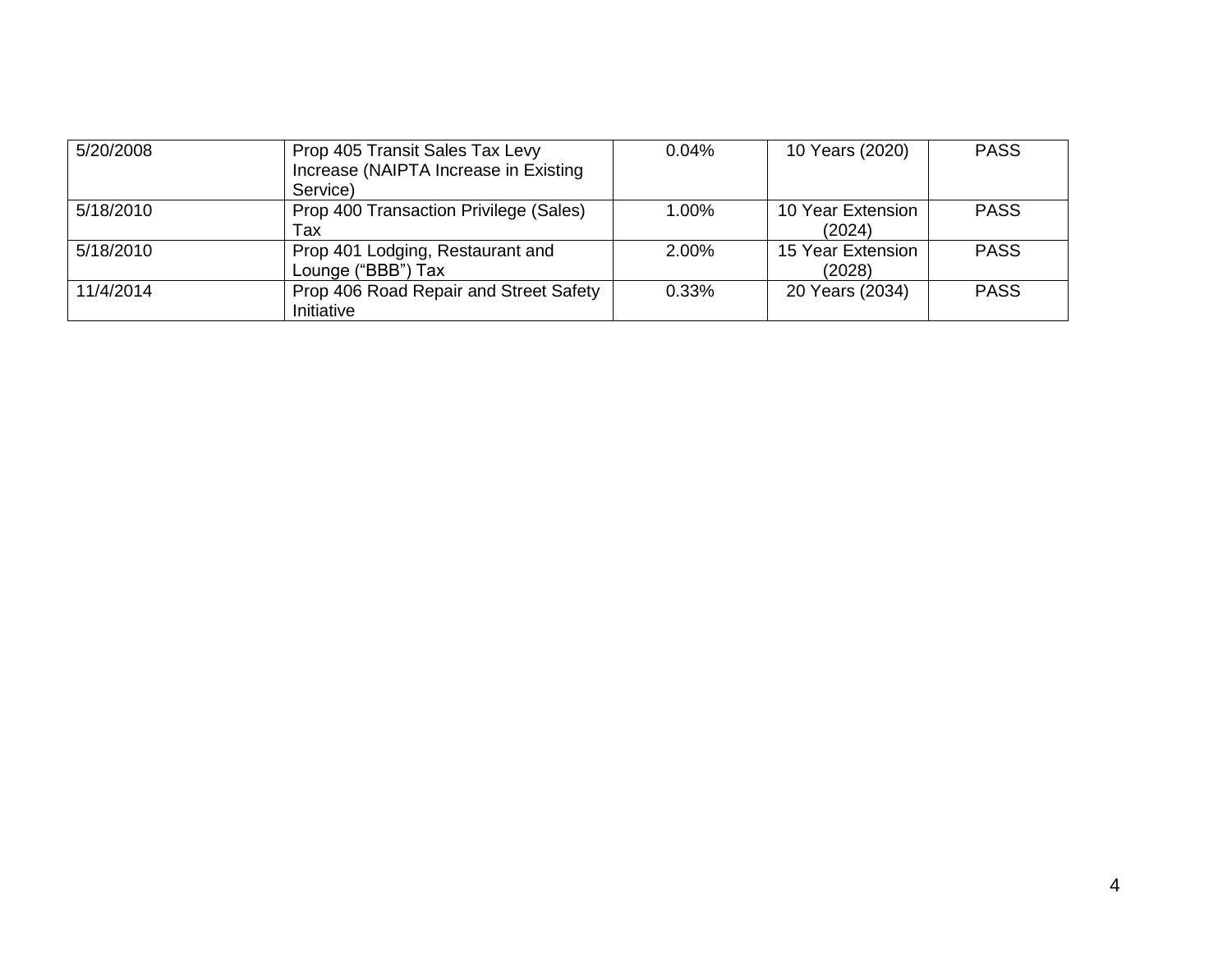| | | | | |
|---|---|---|---|---|
| 5/20/2008 | Prop 405 Transit Sales Tax Levy Increase (NAIPTA Increase in Existing Service) | 0.04% | 10 Years (2020) | PASS |
| 5/18/2010 | Prop 400 Transaction Privilege (Sales) Tax | 1.00% | 10 Year Extension (2024) | PASS |
| 5/18/2010 | Prop 401 Lodging, Restaurant and Lounge ("BBB") Tax | 2.00% | 15 Year Extension (2028) | PASS |
| 11/4/2014 | Prop 406 Road Repair and Street Safety Initiative | 0.33% | 20 Years (2034) | PASS |